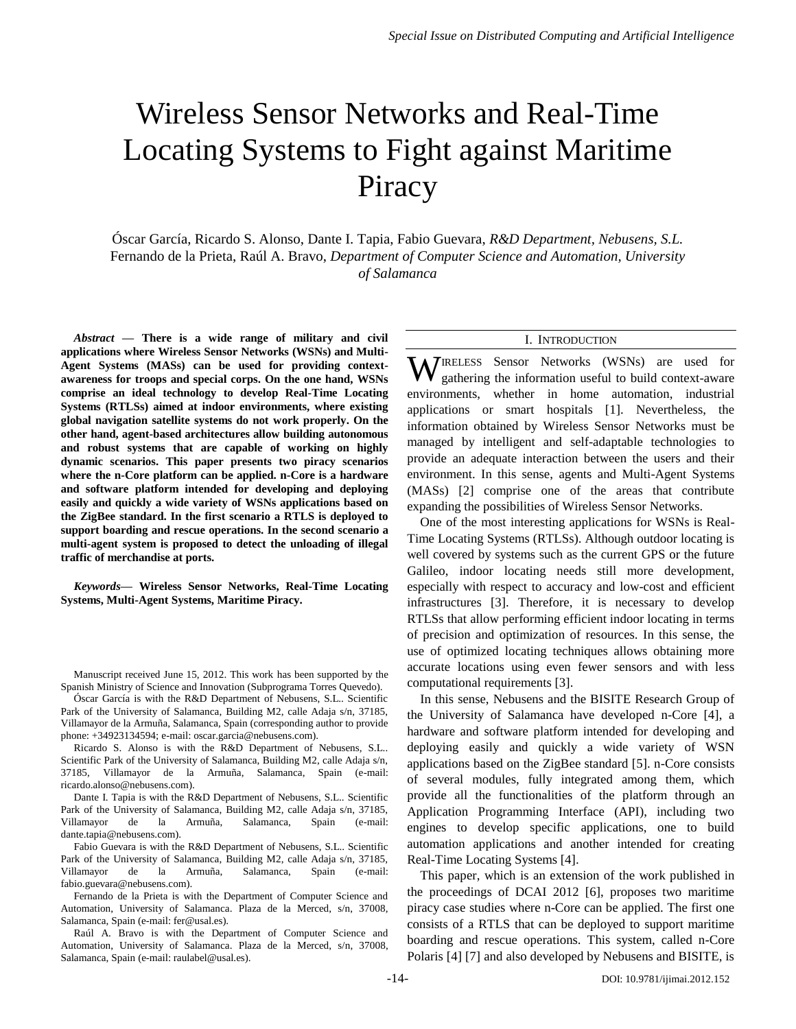# Wireless Sensor Networks and Real-Time Locating Systems to Fight against Maritime Piracy

Óscar García, Ricardo S. Alonso, Dante I. Tapia, Fabio Guevara, *R&D Department, Nebusens, S.L.* Fernando de la Prieta, Raúl A. Bravo, *Department of Computer Science and Automation, University of Salamanca*

***Abstract* — There is a wide range of military and civil applications where Wireless Sensor Networks (WSNs) and Multi-Agent Systems (MASs) can be used for providing context-awareness for troops and special corps. On the one hand, WSNs comprise an ideal technology to develop Real-Time Locating Systems (RTLSs) aimed at indoor environments, where existing global navigation satellite systems do not work properly. On the other hand, agent-based architectures allow building autonomous and robust systems that are capable of working on highly dynamic scenarios. This paper presents two piracy scenarios where the n-Core platform can be applied. n-Core is a hardware and software platform intended for developing and deploying easily and quickly a wide variety of WSNs applications based on the ZigBee standard. In the first scenario a RTLS is deployed to support boarding and rescue operations. In the second scenario a multi-agent system is proposed to detect the unloading of illegal traffic of merchandise at ports.**

***Keywords*— Wireless Sensor Networks, Real-Time Locating Systems, Multi-Agent Systems, Maritime Piracy.**

Manuscript received June 15, 2012. This work has been supported by the Spanish Ministry of Science and Innovation (Subprograma Torres Quevedo).

Óscar García is with the R&D Department of Nebusens, S.L.. Scientific Park of the University of Salamanca, Building M2, calle Adaja s/n, 37185, Villamayor de la Armuña, Salamanca, Spain (corresponding author to provide phone: +34923134594; e-mail: oscar.garcia@nebusens.com).

Ricardo S. Alonso is with the R&D Department of Nebusens, S.L.. Scientific Park of the University of Salamanca, Building M2, calle Adaja s/n, 37185, Villamayor de la Armuña, Salamanca, Spain (e-mail: ricardo.alonso@nebusens.com).

Dante I. Tapia is with the R&D Department of Nebusens, S.L.. Scientific Park of the University of Salamanca, Building M2, calle Adaja s/n, 37185, Villamayor de la Armuña, Salamanca, Spain (e-mail: dante.tapia@nebusens.com).

Fabio Guevara is with the R&D Department of Nebusens, S.L.. Scientific Park of the University of Salamanca, Building M2, calle Adaja s/n, 37185, Villamayor de la Armuña, Salamanca, Spain (e-mail: fabio.guevara@nebusens.com).

Fernando de la Prieta is with the Department of Computer Science and Automation, University of Salamanca. Plaza de la Merced, s/n, 37008, Salamanca, Spain (e-mail: fer@usal.es).

Raúl A. Bravo is with the Department of Computer Science and Automation, University of Salamanca. Plaza de la Merced, s/n, 37008, Salamanca, Spain (e-mail: raulabel@usal.es).

## I. Introduction

Wireless Sensor Networks (WSNs) are used for gathering the information useful to build context-aware environments, whether in home automation, industrial applications or smart hospitals [1]. Nevertheless, the information obtained by Wireless Sensor Networks must be managed by intelligent and self-adaptable technologies to provide an adequate interaction between the users and their environment. In this sense, agents and Multi-Agent Systems (MASs) [2] comprise one of the areas that contribute expanding the possibilities of Wireless Sensor Networks.

One of the most interesting applications for WSNs is Real-Time Locating Systems (RTLSs). Although outdoor locating is well covered by systems such as the current GPS or the future Galileo, indoor locating needs still more development, especially with respect to accuracy and low-cost and efficient infrastructures [3]. Therefore, it is necessary to develop RTLSs that allow performing efficient indoor locating in terms of precision and optimization of resources. In this sense, the use of optimized locating techniques allows obtaining more accurate locations using even fewer sensors and with less computational requirements [3].

In this sense, Nebusens and the BISITE Research Group of the University of Salamanca have developed n-Core [4], a hardware and software platform intended for developing and deploying easily and quickly a wide variety of WSN applications based on the ZigBee standard [5]. n-Core consists of several modules, fully integrated among them, which provide all the functionalities of the platform through an Application Programming Interface (API), including two engines to develop specific applications, one to build automation applications and another intended for creating Real-Time Locating Systems [4].

This paper, which is an extension of the work published in the proceedings of DCAI 2012 [6], proposes two maritime piracy case studies where n-Core can be applied. The first one consists of a RTLS that can be deployed to support maritime boarding and rescue operations. This system, called n-Core Polaris [4] [7] and also developed by Nebusens and BISITE, is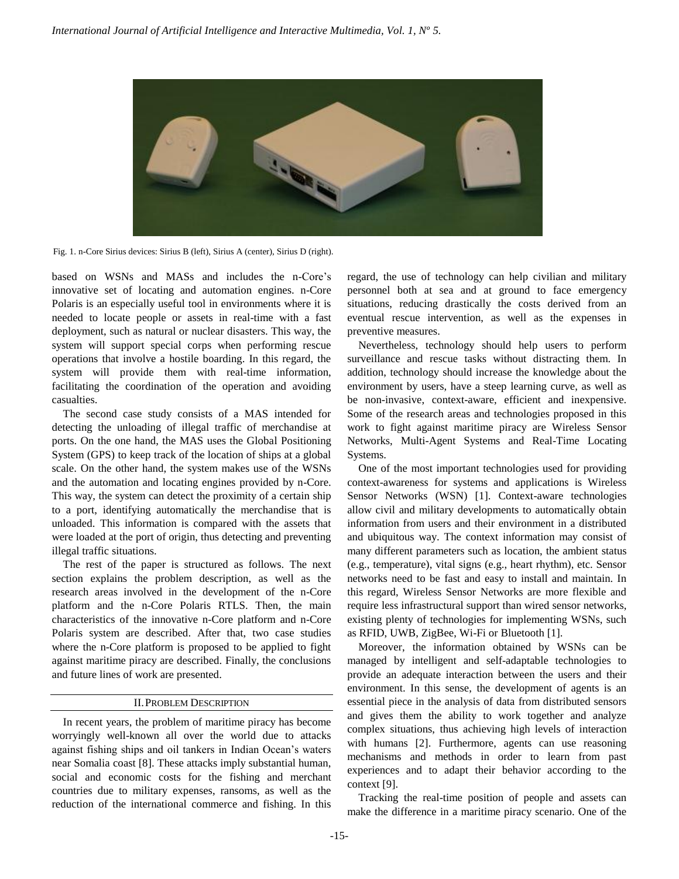Fig. 1. n-Core Sirius devices: Sirius B (left), Sirius A (center), Sirius D (right).

based on WSNs and MASs and includes the n-Core's innovative set of locating and automation engines. n-Core Polaris is an especially useful tool in environments where it is needed to locate people or assets in real-time with a fast deployment, such as natural or nuclear disasters. This way, the system will support special corps when performing rescue operations that involve a hostile boarding. In this regard, the system will provide them with real-time information, facilitating the coordination of the operation and avoiding casualties.

The second case study consists of a MAS intended for detecting the unloading of illegal traffic of merchandise at ports. On the one hand, the MAS uses the Global Positioning System (GPS) to keep track of the location of ships at a global scale. On the other hand, the system makes use of the WSNs and the automation and locating engines provided by n-Core. This way, the system can detect the proximity of a certain ship to a port, identifying automatically the merchandise that is unloaded. This information is compared with the assets that were loaded at the port of origin, thus detecting and preventing illegal traffic situations.

The rest of the paper is structured as follows. The next section explains the problem description, as well as the research areas involved in the development of the n-Core platform and the n-Core Polaris RTLS. Then, the main characteristics of the innovative n-Core platform and n-Core Polaris system are described. After that, two case studies where the n-Core platform is proposed to be applied to fight against maritime piracy are described. Finally, the conclusions and future lines of work are presented.

## II. Problem Description

In recent years, the problem of maritime piracy has become worryingly well-known all over the world due to attacks against fishing ships and oil tankers in Indian Ocean's waters near Somalia coast [8]. These attacks imply substantial human, social and economic costs for the fishing and merchant countries due to military expenses, ransoms, as well as the reduction of the international commerce and fishing. In this regard, the use of technology can help civilian and military personnel both at sea and at ground to face emergency situations, reducing drastically the costs derived from an eventual rescue intervention, as well as the expenses in preventive measures.

Nevertheless, technology should help users to perform surveillance and rescue tasks without distracting them. In addition, technology should increase the knowledge about the environment by users, have a steep learning curve, as well as be non-invasive, context-aware, efficient and inexpensive. Some of the research areas and technologies proposed in this work to fight against maritime piracy are Wireless Sensor Networks, Multi-Agent Systems and Real-Time Locating Systems.

One of the most important technologies used for providing context-awareness for systems and applications is Wireless Sensor Networks (WSN) [1]. Context-aware technologies allow civil and military developments to automatically obtain information from users and their environment in a distributed and ubiquitous way. The context information may consist of many different parameters such as location, the ambient status (e.g., temperature), vital signs (e.g., heart rhythm), etc. Sensor networks need to be fast and easy to install and maintain. In this regard, Wireless Sensor Networks are more flexible and require less infrastructural support than wired sensor networks, existing plenty of technologies for implementing WSNs, such as RFID, UWB, ZigBee, Wi-Fi or Bluetooth [1].

Moreover, the information obtained by WSNs can be managed by intelligent and self-adaptable technologies to provide an adequate interaction between the users and their environment. In this sense, the development of agents is an essential piece in the analysis of data from distributed sensors and gives them the ability to work together and analyze complex situations, thus achieving high levels of interaction with humans [2]. Furthermore, agents can use reasoning mechanisms and methods in order to learn from past experiences and to adapt their behavior according to the context [9].

Tracking the real-time position of people and assets can make the difference in a maritime piracy scenario. One of the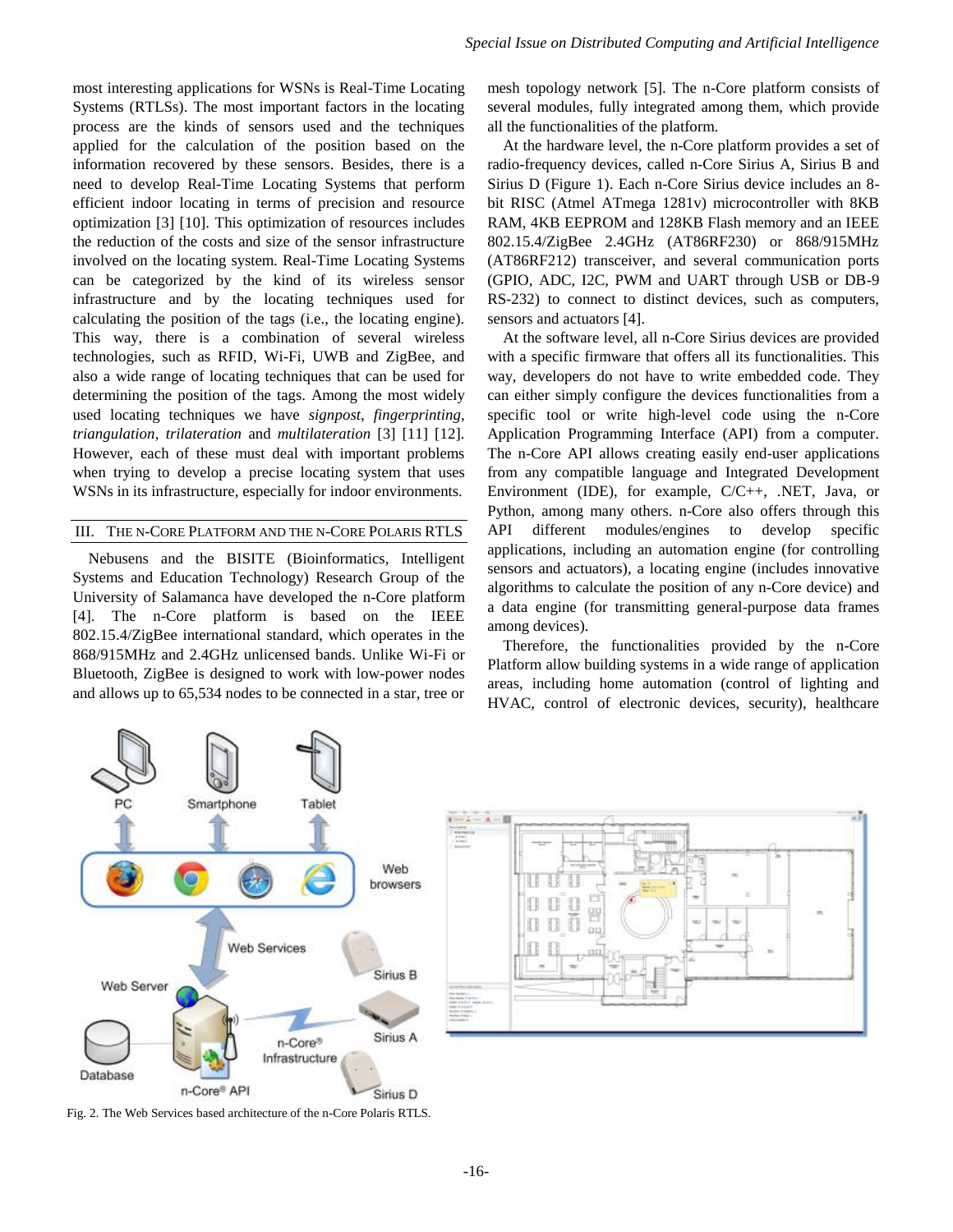most interesting applications for WSNs is Real-Time Locating Systems (RTLSs). The most important factors in the locating process are the kinds of sensors used and the techniques applied for the calculation of the position based on the information recovered by these sensors. Besides, there is a need to develop Real-Time Locating Systems that perform efficient indoor locating in terms of precision and resource optimization [3] [10]. This optimization of resources includes the reduction of the costs and size of the sensor infrastructure involved on the locating system. Real-Time Locating Systems can be categorized by the kind of its wireless sensor infrastructure and by the locating techniques used for calculating the position of the tags (i.e., the locating engine). This way, there is a combination of several wireless technologies, such as RFID, Wi-Fi, UWB and ZigBee, and also a wide range of locating techniques that can be used for determining the position of the tags. Among the most widely used locating techniques we have *signpost*, *fingerprinting*, *triangulation*, *trilateration* and *multilateration* [3] [11] [12]. However, each of these must deal with important problems when trying to develop a precise locating system that uses WSNs in its infrastructure, especially for indoor environments.

## III. The n-Core Platform and the n-Core Polaris RTLS

Nebusens and the BISITE (Bioinformatics, Intelligent Systems and Education Technology) Research Group of the University of Salamanca have developed the n-Core platform [4]. The n-Core platform is based on the IEEE 802.15.4/ZigBee international standard, which operates in the 868/915MHz and 2.4GHz unlicensed bands. Unlike Wi-Fi or Bluetooth, ZigBee is designed to work with low-power nodes and allows up to 65,534 nodes to be connected in a star, tree or mesh topology network [5]. The n-Core platform consists of several modules, fully integrated among them, which provide all the functionalities of the platform.

At the hardware level, the n-Core platform provides a set of radio-frequency devices, called n-Core Sirius A, Sirius B and Sirius D (Figure 1). Each n-Core Sirius device includes an 8-bit RISC (Atmel ATmega 1281v) microcontroller with 8KB RAM, 4KB EEPROM and 128KB Flash memory and an IEEE 802.15.4/ZigBee 2.4GHz (AT86RF230) or 868/915MHz (AT86RF212) transceiver, and several communication ports (GPIO, ADC, I2C, PWM and UART through USB or DB-9 RS-232) to connect to distinct devices, such as computers, sensors and actuators [4].

At the software level, all n-Core Sirius devices are provided with a specific firmware that offers all its functionalities. This way, developers do not have to write embedded code. They can either simply configure the devices functionalities from a specific tool or write high-level code using the n-Core Application Programming Interface (API) from a computer. The n-Core API allows creating easily end-user applications from any compatible language and Integrated Development Environment (IDE), for example, C/C++, .NET, Java, or Python, among many others. n-Core also offers through this API different modules/engines to develop specific applications, including an automation engine (for controlling sensors and actuators), a locating engine (includes innovative algorithms to calculate the position of any n-Core device) and a data engine (for transmitting general-purpose data frames among devices).

Therefore, the functionalities provided by the n-Core Platform allow building systems in a wide range of application areas, including home automation (control of lighting and HVAC, control of electronic devices, security), healthcare

Fig. 2. The Web Services based architecture of the n-Core Polaris RTLS.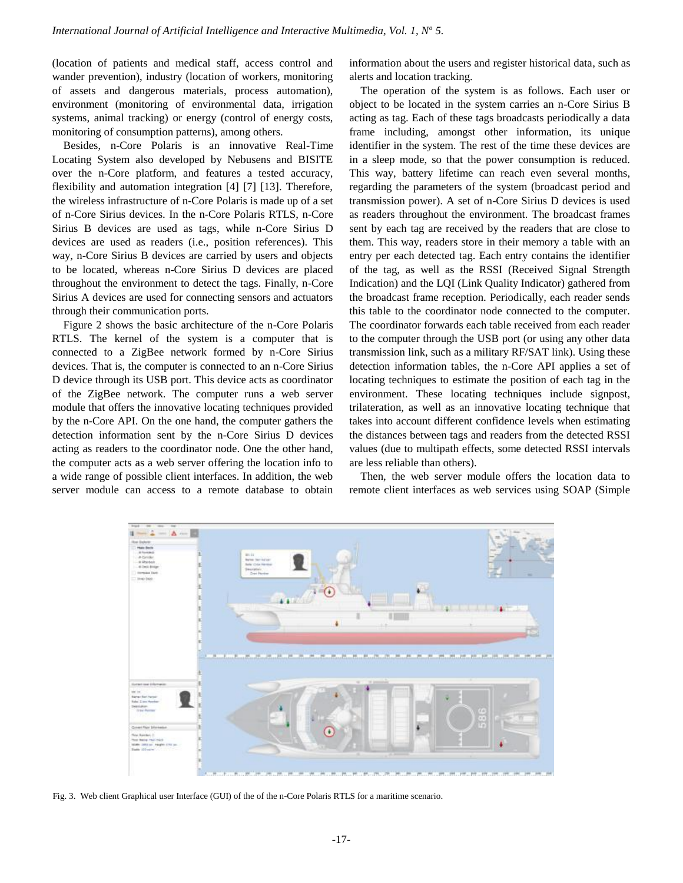(location of patients and medical staff, access control and wander prevention), industry (location of workers, monitoring of assets and dangerous materials, process automation), environment (monitoring of environmental data, irrigation systems, animal tracking) or energy (control of energy costs, monitoring of consumption patterns), among others.

Besides, n-Core Polaris is an innovative Real-Time Locating System also developed by Nebusens and BISITE over the n-Core platform, and features a tested accuracy, flexibility and automation integration [4] [7] [13]. Therefore, the wireless infrastructure of n-Core Polaris is made up of a set of n-Core Sirius devices. In the n-Core Polaris RTLS, n-Core Sirius B devices are used as tags, while n-Core Sirius D devices are used as readers (i.e., position references). This way, n-Core Sirius B devices are carried by users and objects to be located, whereas n-Core Sirius D devices are placed throughout the environment to detect the tags. Finally, n-Core Sirius A devices are used for connecting sensors and actuators through their communication ports.

Figure 2 shows the basic architecture of the n-Core Polaris RTLS. The kernel of the system is a computer that is connected to a ZigBee network formed by n-Core Sirius devices. That is, the computer is connected to an n-Core Sirius D device through its USB port. This device acts as coordinator of the ZigBee network. The computer runs a web server module that offers the innovative locating techniques provided by the n-Core API. On the one hand, the computer gathers the detection information sent by the n-Core Sirius D devices acting as readers to the coordinator node. One the other hand, the computer acts as a web server offering the location info to a wide range of possible client interfaces. In addition, the web server module can access to a remote database to obtain information about the users and register historical data, such as alerts and location tracking.

The operation of the system is as follows. Each user or object to be located in the system carries an n-Core Sirius B acting as tag. Each of these tags broadcasts periodically a data frame including, amongst other information, its unique identifier in the system. The rest of the time these devices are in a sleep mode, so that the power consumption is reduced. This way, battery lifetime can reach even several months, regarding the parameters of the system (broadcast period and transmission power). A set of n-Core Sirius D devices is used as readers throughout the environment. The broadcast frames sent by each tag are received by the readers that are close to them. This way, readers store in their memory a table with an entry per each detected tag. Each entry contains the identifier of the tag, as well as the RSSI (Received Signal Strength Indication) and the LQI (Link Quality Indicator) gathered from the broadcast frame reception. Periodically, each reader sends this table to the coordinator node connected to the computer. The coordinator forwards each table received from each reader to the computer through the USB port (or using any other data transmission link, such as a military RF/SAT link). Using these detection information tables, the n-Core API applies a set of locating techniques to estimate the position of each tag in the environment. These locating techniques include signpost, trilateration, as well as an innovative locating technique that takes into account different confidence levels when estimating the distances between tags and readers from the detected RSSI values (due to multipath effects, some detected RSSI intervals are less reliable than others).

Then, the web server module offers the location data to remote client interfaces as web services using SOAP (Simple

Fig. 3. Web client Graphical user Interface (GUI) of the of the n-Core Polaris RTLS for a maritime scenario.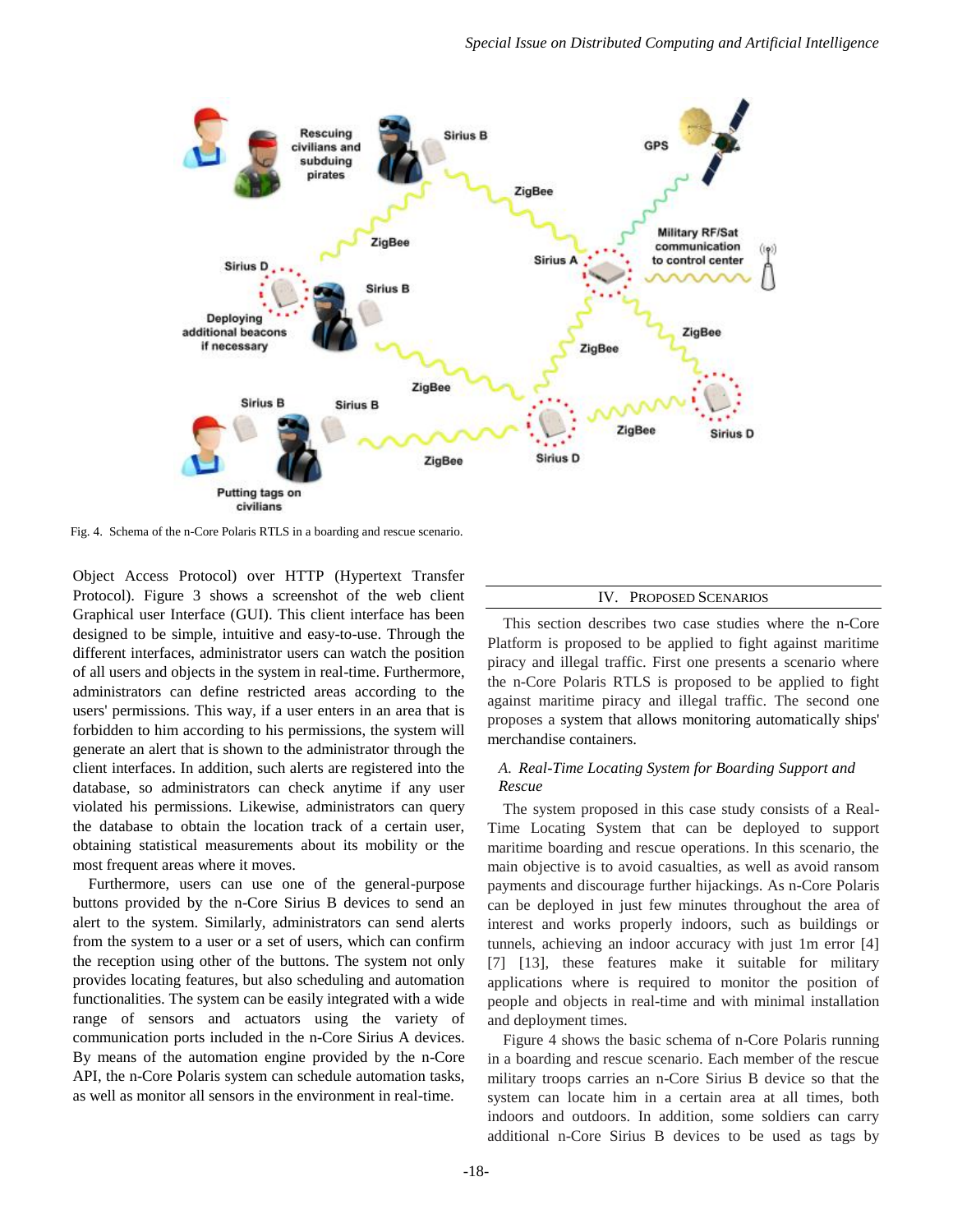Rescuing civilians and subduing pirates

Sirius B

GPS

ZigBee

ZigBee

Military RF/Sat communication to control center

Sirius A

Sirius D

Sirius B

Deploying additional beacons if necessary

ZigBee

ZigBee

ZigBee

Sirius B

Sirius B

ZigBee

Sirius D

ZigBee

Sirius D

Putting tags on civilians

Fig. 4. Schema of the n-Core Polaris RTLS in a boarding and rescue scenario.

Object Access Protocol) over HTTP (Hypertext Transfer Protocol). Figure 3 shows a screenshot of the web client Graphical user Interface (GUI). This client interface has been designed to be simple, intuitive and easy-to-use. Through the different interfaces, administrator users can watch the position of all users and objects in the system in real-time. Furthermore, administrators can define restricted areas according to the users' permissions. This way, if a user enters in an area that is forbidden to him according to his permissions, the system will generate an alert that is shown to the administrator through the client interfaces. In addition, such alerts are registered into the database, so administrators can check anytime if any user violated his permissions. Likewise, administrators can query the database to obtain the location track of a certain user, obtaining statistical measurements about its mobility or the most frequent areas where it moves.

Furthermore, users can use one of the general-purpose buttons provided by the n-Core Sirius B devices to send an alert to the system. Similarly, administrators can send alerts from the system to a user or a set of users, which can confirm the reception using other of the buttons. The system not only provides locating features, but also scheduling and automation functionalities. The system can be easily integrated with a wide range of sensors and actuators using the variety of communication ports included in the n-Core Sirius A devices. By means of the automation engine provided by the n-Core API, the n-Core Polaris system can schedule automation tasks, as well as monitor all sensors in the environment in real-time.

## IV. Proposed Scenarios

This section describes two case studies where the n-Core Platform is proposed to be applied to fight against maritime piracy and illegal traffic. First one presents a scenario where the n-Core Polaris RTLS is proposed to be applied to fight against maritime piracy and illegal traffic. The second one proposes a system that allows monitoring automatically ships' merchandise containers.

### *A. Real-Time Locating System for Boarding Support and Rescue*

The system proposed in this case study consists of a Real-Time Locating System that can be deployed to support maritime boarding and rescue operations. In this scenario, the main objective is to avoid casualties, as well as avoid ransom payments and discourage further hijackings. As n-Core Polaris can be deployed in just few minutes throughout the area of interest and works properly indoors, such as buildings or tunnels, achieving an indoor accuracy with just 1m error [4] [7] [13], these features make it suitable for military applications where is required to monitor the position of people and objects in real-time and with minimal installation and deployment times.

Figure 4 shows the basic schema of n-Core Polaris running in a boarding and rescue scenario. Each member of the rescue military troops carries an n-Core Sirius B device so that the system can locate him in a certain area at all times, both indoors and outdoors. In addition, some soldiers can carry additional n-Core Sirius B devices to be used as tags by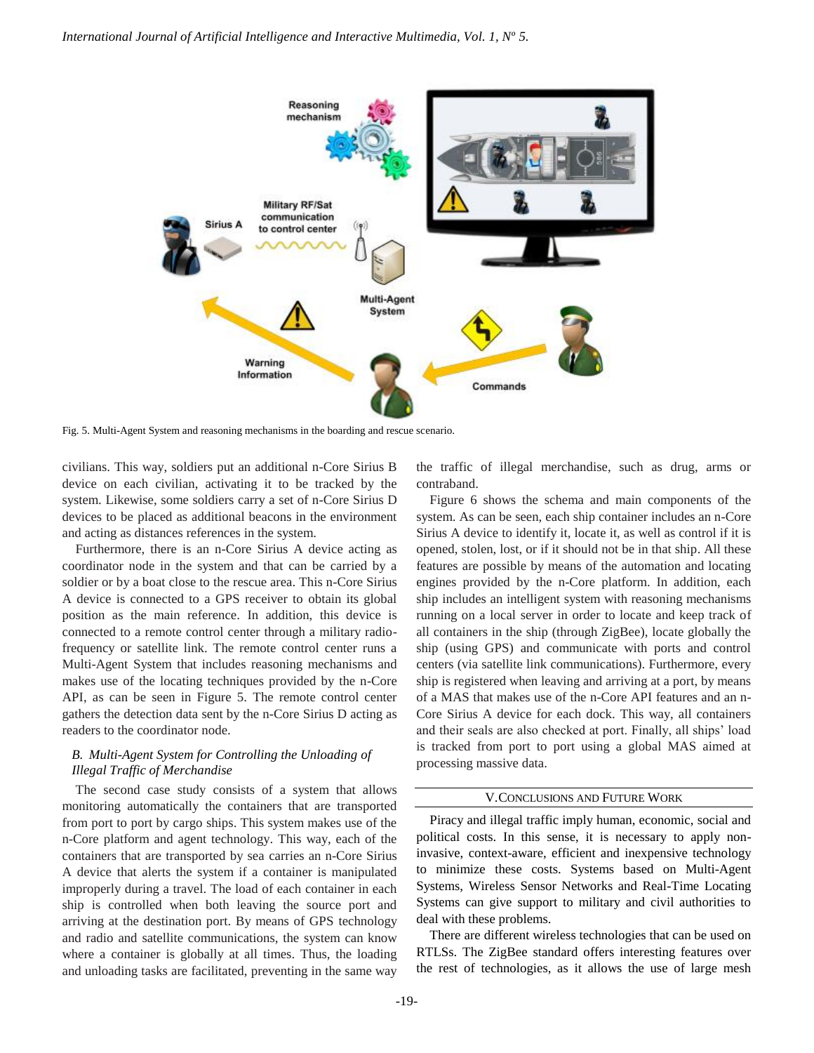Fig. 5. Multi-Agent System and reasoning mechanisms in the boarding and rescue scenario.

civilians. This way, soldiers put an additional n-Core Sirius B device on each civilian, activating it to be tracked by the system. Likewise, some soldiers carry a set of n-Core Sirius D devices to be placed as additional beacons in the environment and acting as distances references in the system.

Furthermore, there is an n-Core Sirius A device acting as coordinator node in the system and that can be carried by a soldier or by a boat close to the rescue area. This n-Core Sirius A device is connected to a GPS receiver to obtain its global position as the main reference. In addition, this device is connected to a remote control center through a military radio-frequency or satellite link. The remote control center runs a Multi-Agent System that includes reasoning mechanisms and makes use of the locating techniques provided by the n-Core API, as can be seen in Figure 5. The remote control center gathers the detection data sent by the n-Core Sirius D acting as readers to the coordinator node.

### *B. Multi-Agent System for Controlling the Unloading of Illegal Traffic of Merchandise*

The second case study consists of a system that allows monitoring automatically the containers that are transported from port to port by cargo ships. This system makes use of the n-Core platform and agent technology. This way, each of the containers that are transported by sea carries an n-Core Sirius A device that alerts the system if a container is manipulated improperly during a travel. The load of each container in each ship is controlled when both leaving the source port and arriving at the destination port. By means of GPS technology and radio and satellite communications, the system can know where a container is globally at all times. Thus, the loading and unloading tasks are facilitated, preventing in the same way the traffic of illegal merchandise, such as drug, arms or contraband.

Figure 6 shows the schema and main components of the system. As can be seen, each ship container includes an n-Core Sirius A device to identify it, locate it, as well as control if it is opened, stolen, lost, or if it should not be in that ship. All these features are possible by means of the automation and locating engines provided by the n-Core platform. In addition, each ship includes an intelligent system with reasoning mechanisms running on a local server in order to locate and keep track of all containers in the ship (through ZigBee), locate globally the ship (using GPS) and communicate with ports and control centers (via satellite link communications). Furthermore, every ship is registered when leaving and arriving at a port, by means of a MAS that makes use of the n-Core API features and an n-Core Sirius A device for each dock. This way, all containers and their seals are also checked at port. Finally, all ships' load is tracked from port to port using a global MAS aimed at processing massive data.

## V. Conclusions and Future Work

Piracy and illegal traffic imply human, economic, social and political costs. In this sense, it is necessary to apply non-invasive, context-aware, efficient and inexpensive technology to minimize these costs. Systems based on Multi-Agent Systems, Wireless Sensor Networks and Real-Time Locating Systems can give support to military and civil authorities to deal with these problems.

There are different wireless technologies that can be used on RTLSs. The ZigBee standard offers interesting features over the rest of technologies, as it allows the use of large mesh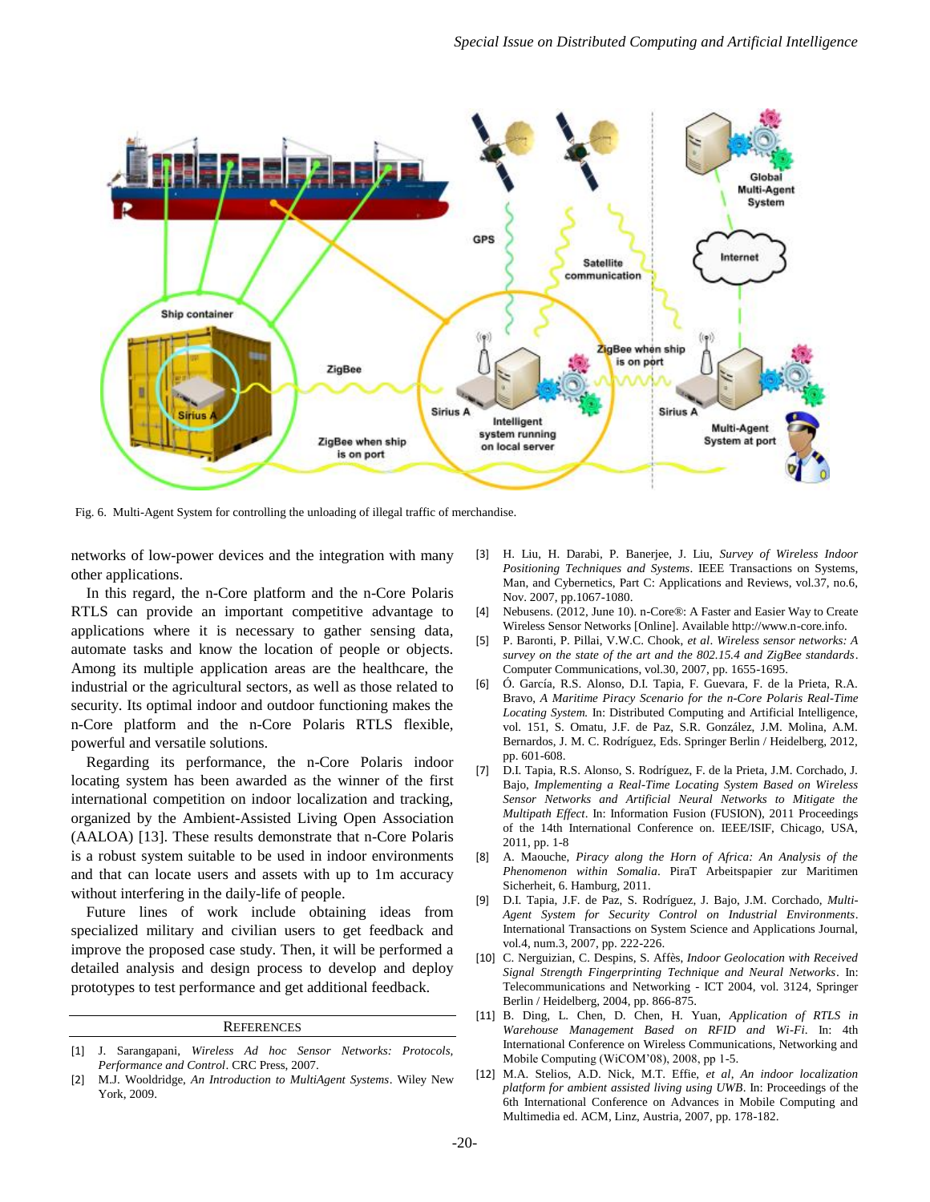Fig. 6. Multi-Agent System for controlling the unloading of illegal traffic of merchandise.

networks of low-power devices and the integration with many other applications.

In this regard, the n-Core platform and the n-Core Polaris RTLS can provide an important competitive advantage to applications where it is necessary to gather sensing data, automate tasks and know the location of people or objects. Among its multiple application areas are the healthcare, the industrial or the agricultural sectors, as well as those related to security. Its optimal indoor and outdoor functioning makes the n-Core platform and the n-Core Polaris RTLS flexible, powerful and versatile solutions.

Regarding its performance, the n-Core Polaris indoor locating system has been awarded as the winner of the first international competition on indoor localization and tracking, organized by the Ambient-Assisted Living Open Association (AALOA) [13]. These results demonstrate that n-Core Polaris is a robust system suitable to be used in indoor environments and that can locate users and assets with up to 1m accuracy without interfering in the daily-life of people.

Future lines of work include obtaining ideas from specialized military and civilian users to get feedback and improve the proposed case study. Then, it will be performed a detailed analysis and design process to develop and deploy prototypes to test performance and get additional feedback.

## References

[1] J. Sarangapani, *Wireless Ad hoc Sensor Networks: Protocols, Performance and Control*. CRC Press, 2007.

[2] M.J. Wooldridge, *An Introduction to MultiAgent Systems*. Wiley New York, 2009.

[3] H. Liu, H. Darabi, P. Banerjee, J. Liu, *Survey of Wireless Indoor Positioning Techniques and Systems*. IEEE Transactions on Systems, Man, and Cybernetics, Part C: Applications and Reviews, vol.37, no.6, Nov. 2007, pp.1067-1080.

[4] Nebusens. (2012, June 10). n-Core®: A Faster and Easier Way to Create Wireless Sensor Networks [Online]. Available http://www.n-core.info.

[5] P. Baronti, P. Pillai, V.W.C. Chook, *et al*. *Wireless sensor networks: A survey on the state of the art and the 802.15.4 and ZigBee standards*. Computer Communications, vol.30, 2007, pp. 1655-1695.

[6] Ó. García, R.S. Alonso, D.I. Tapia, F. Guevara, F. de la Prieta, R.A. Bravo, *A Maritime Piracy Scenario for the n-Core Polaris Real-Time Locating System.* In: Distributed Computing and Artificial Intelligence, vol. 151, S. Omatu, J.F. de Paz, S.R. González, J.M. Molina, A.M. Bernardos, J. M. C. Rodríguez, Eds. Springer Berlin / Heidelberg, 2012, pp. 601-608.

[7] D.I. Tapia, R.S. Alonso, S. Rodríguez, F. de la Prieta, J.M. Corchado, J. Bajo, *Implementing a Real-Time Locating System Based on Wireless Sensor Networks and Artificial Neural Networks to Mitigate the Multipath Effect*. In: Information Fusion (FUSION), 2011 Proceedings of the 14th International Conference on. IEEE/ISIF, Chicago, USA, 2011, pp. 1-8

[8] A. Maouche, *Piracy along the Horn of Africa: An Analysis of the Phenomenon within Somalia*. PiraT Arbeitspapier zur Maritimen Sicherheit, 6. Hamburg, 2011.

[9] D.I. Tapia, J.F. de Paz, S. Rodríguez, J. Bajo, J.M. Corchado, *Multi-Agent System for Security Control on Industrial Environments*. International Transactions on System Science and Applications Journal, vol.4, num.3, 2007, pp. 222-226.

[10] C. Nerguizian, C. Despins, S. Affès, *Indoor Geolocation with Received Signal Strength Fingerprinting Technique and Neural Networks*. In: Telecommunications and Networking - ICT 2004, vol. 3124, Springer Berlin / Heidelberg, 2004, pp. 866-875.

[11] B. Ding, L. Chen, D. Chen, H. Yuan, *Application of RTLS in Warehouse Management Based on RFID and Wi-Fi*. In: 4th International Conference on Wireless Communications, Networking and Mobile Computing (WiCOM'08), 2008, pp 1-5.

[12] M.A. Stelios, A.D. Nick, M.T. Effie, *et al*, *An indoor localization platform for ambient assisted living using UWB*. In: Proceedings of the 6th International Conference on Advances in Mobile Computing and Multimedia ed. ACM, Linz, Austria, 2007, pp. 178-182.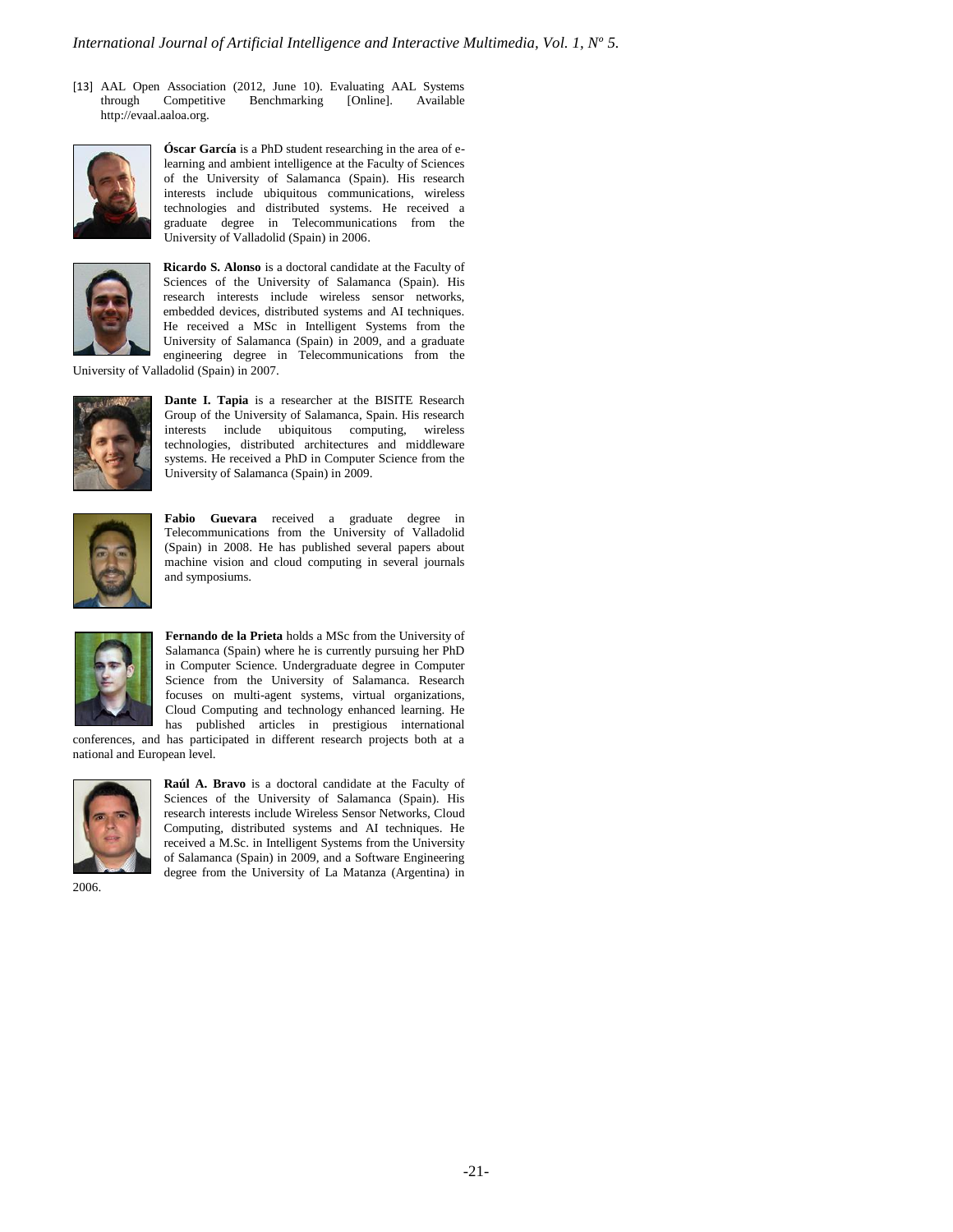[13] AAL Open Association (2012, June 10). Evaluating AAL Systems through Competitive Benchmarking [Online]. Available http://evaal.aaloa.org.

**Óscar García** is a PhD student researching in the area of e-learning and ambient intelligence at the Faculty of Sciences of the University of Salamanca (Spain). His research interests include ubiquitous communications, wireless technologies and distributed systems. He received a graduate degree in Telecommunications from the University of Valladolid (Spain) in 2006.

**Ricardo S. Alonso** is a doctoral candidate at the Faculty of Sciences of the University of Salamanca (Spain). His research interests include wireless sensor networks, embedded devices, distributed systems and AI techniques. He received a MSc in Intelligent Systems from the University of Salamanca (Spain) in 2009, and a graduate engineering degree in Telecommunications from the University of Valladolid (Spain) in 2007.

**Dante I. Tapia** is a researcher at the BISITE Research Group of the University of Salamanca, Spain. His research interests include ubiquitous computing, wireless technologies, distributed architectures and middleware systems. He received a PhD in Computer Science from the University of Salamanca (Spain) in 2009.

**Fabio Guevara** received a graduate degree in Telecommunications from the University of Valladolid (Spain) in 2008. He has published several papers about machine vision and cloud computing in several journals and symposiums.

**Fernando de la Prieta** holds a MSc from the University of Salamanca (Spain) where he is currently pursuing her PhD in Computer Science. Undergraduate degree in Computer Science from the University of Salamanca. Research focuses on multi-agent systems, virtual organizations, Cloud Computing and technology enhanced learning. He has published articles in prestigious international conferences, and has participated in different research projects both at a national and European level.

**Raúl A. Bravo** is a doctoral candidate at the Faculty of Sciences of the University of Salamanca (Spain). His research interests include Wireless Sensor Networks, Cloud Computing, distributed systems and AI techniques. He received a M.Sc. in Intelligent Systems from the University of Salamanca (Spain) in 2009, and a Software Engineering degree from the University of La Matanza (Argentina) in 2006.